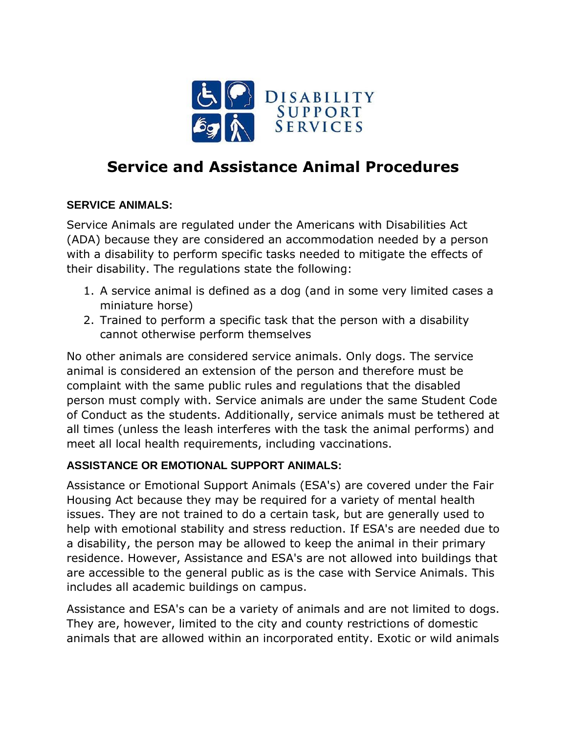Disability Support Services

# Service and Assistance Animal Procedures

### SERVICE ANIMALS:

Service Animals are regulated under the Americans with Disabilities Act (ADA) because they are considered an accommodation needed by a person with a disability to perform specific tasks needed to mitigate the effects of their disability. The regulations state the following:

1. A service animal is defined as a dog (and in some very limited cases a miniature horse)
2. Trained to perform a specific task that the person with a disability cannot otherwise perform themselves

No other animals are considered service animals. Only dogs. The service animal is considered an extension of the person and therefore must be complaint with the same public rules and regulations that the disabled person must comply with. Service animals are under the same Student Code of Conduct as the students. Additionally, service animals must be tethered at all times (unless the leash interferes with the task the animal performs) and meet all local health requirements, including vaccinations.

### ASSISTANCE OR EMOTIONAL SUPPORT ANIMALS:

Assistance or Emotional Support Animals (ESA's) are covered under the Fair Housing Act because they may be required for a variety of mental health issues. They are not trained to do a certain task, but are generally used to help with emotional stability and stress reduction. If ESA's are needed due to a disability, the person may be allowed to keep the animal in their primary residence. However, Assistance and ESA's are not allowed into buildings that are accessible to the general public as is the case with Service Animals. This includes all academic buildings on campus.

Assistance and ESA's can be a variety of animals and are not limited to dogs. They are, however, limited to the city and county restrictions of domestic animals that are allowed within an incorporated entity. Exotic or wild animals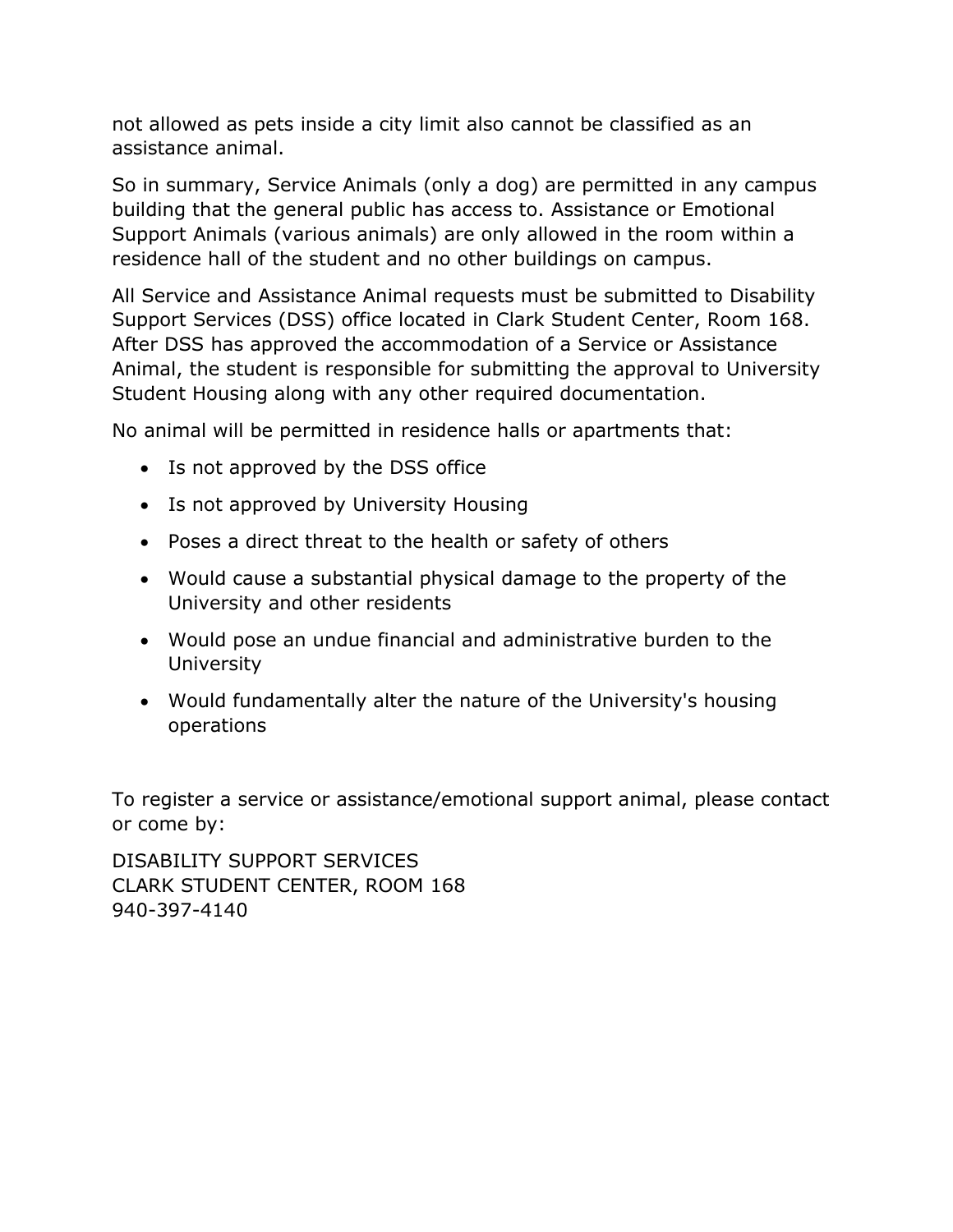not allowed as pets inside a city limit also cannot be classified as an assistance animal.

So in summary, Service Animals (only a dog) are permitted in any campus building that the general public has access to. Assistance or Emotional Support Animals (various animals) are only allowed in the room within a residence hall of the student and no other buildings on campus.

All Service and Assistance Animal requests must be submitted to Disability Support Services (DSS) office located in Clark Student Center, Room 168. After DSS has approved the accommodation of a Service or Assistance Animal, the student is responsible for submitting the approval to University Student Housing along with any other required documentation.

No animal will be permitted in residence halls or apartments that:

- Is not approved by the DSS office
- Is not approved by University Housing
- Poses a direct threat to the health or safety of others
- Would cause a substantial physical damage to the property of the University and other residents
- Would pose an undue financial and administrative burden to the University
- Would fundamentally alter the nature of the University's housing operations

To register a service or assistance/emotional support animal, please contact or come by:

DISABILITY SUPPORT SERVICES
CLARK STUDENT CENTER, ROOM 168
940-397-4140